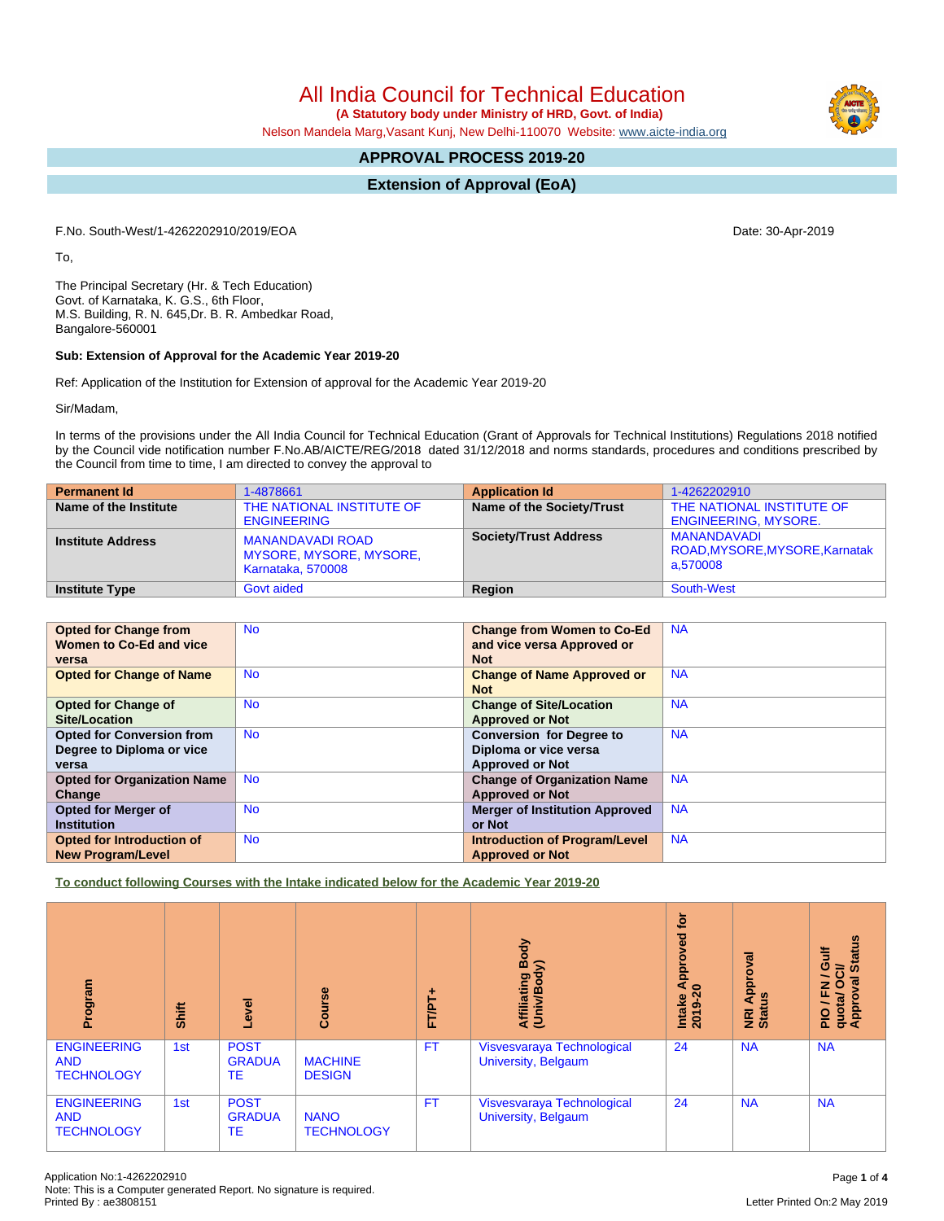# All India Council for Technical Education

**(A Statutory body under Ministry of HRD, Govt. of India)**

Nelson Mandela Marg,Vasant Kunj, New Delhi-110070 Website: www.aicte-india.org

## APPROVAL PROCESS 2019-20

## Extension of Approval (EoA)

F.No. South-West/1-4262202910/2019/EOA

Date: 30-Apr-2019

To,

The Principal Secretary (Hr. & Tech Education)
Govt. of Karnataka, K. G.S., 6th Floor,
M.S. Building, R. N. 645,Dr. B. R. Ambedkar Road,
Bangalore-560001

**Sub: Extension of Approval for the Academic Year 2019-20**

Ref: Application of the Institution for Extension of approval for the Academic Year 2019-20

Sir/Madam,

In terms of the provisions under the All India Council for Technical Education (Grant of Approvals for Technical Institutions) Regulations 2018 notified by the Council vide notification number F.No.AB/AICTE/REG/2018 dated 31/12/2018 and norms standards, procedures and conditions prescribed by the Council from time to time, I am directed to convey the approval to

| **Permanent Id** | 1-4878661 | **Application Id** | 1-4262202910 |
|---|---|---|---|
| **Name of the Institute** | THE NATIONAL INSTITUTE OF ENGINEERING | **Name of the Society/Trust** | THE NATIONAL INSTITUTE OF ENGINEERING, MYSORE. |
| **Institute Address** | MANANDAVADI ROAD MYSORE, MYSORE, MYSORE, Karnataka, 570008 | **Society/Trust Address** | MANANDAVADI ROAD,MYSORE,MYSORE,Karnataka,570008 |
| **Institute Type** | Govt aided | **Region** | South-West |

| **Opted for Change from Women to Co-Ed and vice versa** | No | **Change from Women to Co-Ed and vice versa Approved or Not** | NA |
|---|---|---|---|
| **Opted for Change of Name** | No | **Change of Name Approved or Not** | NA |
| **Opted for Change of Site/Location** | No | **Change of Site/Location Approved or Not** | NA |
| **Opted for Conversion from Degree to Diploma or vice versa** | No | **Conversion for Degree to Diploma or vice versa Approved or Not** | NA |
| **Opted for Organization Name Change** | No | **Change of Organization Name Approved or Not** | NA |
| **Opted for Merger of Institution** | No | **Merger of Institution Approved or Not** | NA |
| **Opted for Introduction of New Program/Level** | No | **Introduction of Program/Level Approved or Not** | NA |

**To conduct following Courses with the Intake indicated below for the Academic Year 2019-20**

| Program | Shift | Level | Course | FT/PT+ | Affiliating Body (Univ/Body) | Intake Approved for 2019-20 | NRI Approval Status | PIO / FN / Gulf quota/ OCI/ Approval Status |
|---|---|---|---|---|---|---|---|---|
| ENGINEERING AND TECHNOLOGY | 1st | POST GRADUATE | MACHINE DESIGN | FT | Visvesvaraya Technological University, Belgaum | 24 | NA | NA |
| ENGINEERING AND TECHNOLOGY | 1st | POST GRADUATE | NANO TECHNOLOGY | FT | Visvesvaraya Technological University, Belgaum | 24 | NA | NA |

Application No:1-4262202910
Note: This is a Computer generated Report. No signature is required.
Printed By : ae3808151

Letter Printed On:2 May 2019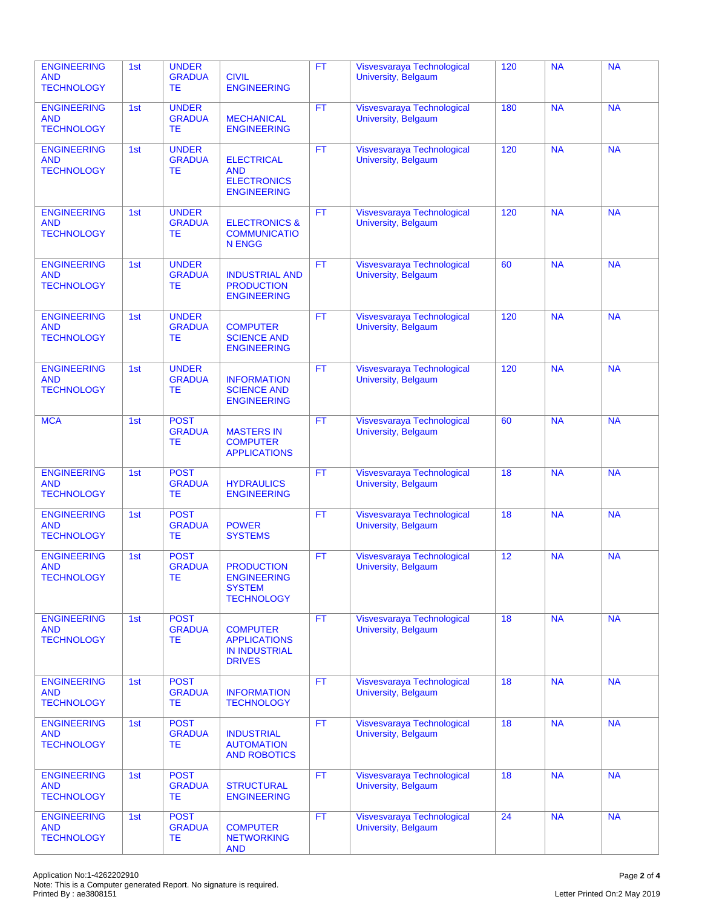| | | | | | | | | |
|---|---|---|---|---|---|---|---|---|
| ENGINEERING AND TECHNOLOGY | 1st | UNDER GRADUATE | CIVIL ENGINEERING | FT | Visvesvaraya Technological University, Belgaum | 120 | NA | NA |
| ENGINEERING AND TECHNOLOGY | 1st | UNDER GRADUATE | MECHANICAL ENGINEERING | FT | Visvesvaraya Technological University, Belgaum | 180 | NA | NA |
| ENGINEERING AND TECHNOLOGY | 1st | UNDER GRADUATE | ELECTRICAL AND ELECTRONICS ENGINEERING | FT | Visvesvaraya Technological University, Belgaum | 120 | NA | NA |
| ENGINEERING AND TECHNOLOGY | 1st | UNDER GRADUATE | ELECTRONICS & COMMUNICATION ENGG | FT | Visvesvaraya Technological University, Belgaum | 120 | NA | NA |
| ENGINEERING AND TECHNOLOGY | 1st | UNDER GRADUATE | INDUSTRIAL AND PRODUCTION ENGINEERING | FT | Visvesvaraya Technological University, Belgaum | 60 | NA | NA |
| ENGINEERING AND TECHNOLOGY | 1st | UNDER GRADUATE | COMPUTER SCIENCE AND ENGINEERING | FT | Visvesvaraya Technological University, Belgaum | 120 | NA | NA |
| ENGINEERING AND TECHNOLOGY | 1st | UNDER GRADUATE | INFORMATION SCIENCE AND ENGINEERING | FT | Visvesvaraya Technological University, Belgaum | 120 | NA | NA |
| MCA | 1st | POST GRADUATE | MASTERS IN COMPUTER APPLICATIONS | FT | Visvesvaraya Technological University, Belgaum | 60 | NA | NA |
| ENGINEERING AND TECHNOLOGY | 1st | POST GRADUATE | HYDRAULICS ENGINEERING | FT | Visvesvaraya Technological University, Belgaum | 18 | NA | NA |
| ENGINEERING AND TECHNOLOGY | 1st | POST GRADUATE | POWER SYSTEMS | FT | Visvesvaraya Technological University, Belgaum | 18 | NA | NA |
| ENGINEERING AND TECHNOLOGY | 1st | POST GRADUATE | PRODUCTION ENGINEERING SYSTEM TECHNOLOGY | FT | Visvesvaraya Technological University, Belgaum | 12 | NA | NA |
| ENGINEERING AND TECHNOLOGY | 1st | POST GRADUATE | COMPUTER APPLICATIONS IN INDUSTRIAL DRIVES | FT | Visvesvaraya Technological University, Belgaum | 18 | NA | NA |
| ENGINEERING AND TECHNOLOGY | 1st | POST GRADUATE | INFORMATION TECHNOLOGY | FT | Visvesvaraya Technological University, Belgaum | 18 | NA | NA |
| ENGINEERING AND TECHNOLOGY | 1st | POST GRADUATE | INDUSTRIAL AUTOMATION AND ROBOTICS | FT | Visvesvaraya Technological University, Belgaum | 18 | NA | NA |
| ENGINEERING AND TECHNOLOGY | 1st | POST GRADUATE | STRUCTURAL ENGINEERING | FT | Visvesvaraya Technological University, Belgaum | 18 | NA | NA |
| ENGINEERING AND TECHNOLOGY | 1st | POST GRADUATE | COMPUTER NETWORKING AND | FT | Visvesvaraya Technological University, Belgaum | 24 | NA | NA |

Application No:1-4262202910
Note: This is a Computer generated Report. No signature is required.
Printed By : ae3808151

Letter Printed On:2 May 2019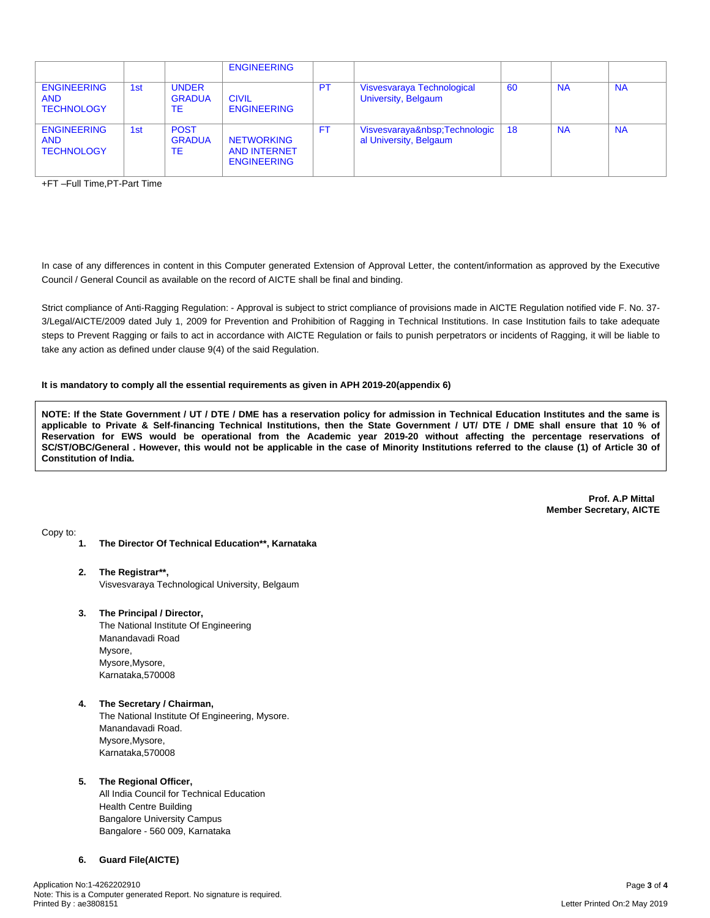| | | | ENGINEERING | | | | | |
|---|---|---|---|---|---|---|---|---|
| ENGINEERING AND TECHNOLOGY | 1st | UNDER GRADUATE | CIVIL ENGINEERING | PT | Visvesvaraya Technological University, Belgaum | 60 | NA | NA |
| ENGINEERING AND TECHNOLOGY | 1st | POST GRADUATE | NETWORKING AND INTERNET ENGINEERING | FT | Visvesvaraya&nbsp;Technological University, Belgaum | 18 | NA | NA |

+FT –Full Time,PT-Part Time

In case of any differences in content in this Computer generated Extension of Approval Letter, the content/information as approved by the Executive Council / General Council as available on the record of AICTE shall be final and binding.

Strict compliance of Anti-Ragging Regulation: - Approval is subject to strict compliance of provisions made in AICTE Regulation notified vide F. No. 37-3/Legal/AICTE/2009 dated July 1, 2009 for Prevention and Prohibition of Ragging in Technical Institutions. In case Institution fails to take adequate steps to Prevent Ragging or fails to act in accordance with AICTE Regulation or fails to punish perpetrators or incidents of Ragging, it will be liable to take any action as defined under clause 9(4) of the said Regulation.

**It is mandatory to comply all the essential requirements as given in APH 2019-20(appendix 6)**

**NOTE: If the State Government / UT / DTE / DME has a reservation policy for admission in Technical Education Institutes and the same is applicable to Private & Self-financing Technical Institutions, then the State Government / UT/ DTE / DME shall ensure that 10 % of Reservation for EWS would be operational from the Academic year 2019-20 without affecting the percentage reservations of SC/ST/OBC/General . However, this would not be applicable in the case of Minority Institutions referred to the clause (1) of Article 30 of Constitution of India.**

**Prof. A.P Mittal**
**Member Secretary, AICTE**

Copy to:

1. **The Director Of Technical Education**, Karnataka**

2. **The Registrar**,**
   Visvesvaraya Technological University, Belgaum

3. **The Principal / Director,**
   The National Institute Of Engineering
   Manandavadi Road
   Mysore,
   Mysore,Mysore,
   Karnataka,570008

4. **The Secretary / Chairman,**
   The National Institute Of Engineering, Mysore.
   Manandavadi Road.
   Mysore,Mysore,
   Karnataka,570008

5. **The Regional Officer,**
   All India Council for Technical Education
   Health Centre Building
   Bangalore University Campus
   Bangalore - 560 009, Karnataka

6. **Guard File(AICTE)**

Application No:1-4262202910
Note: This is a Computer generated Report. No signature is required.
Printed By : ae3808151

Letter Printed On:2 May 2019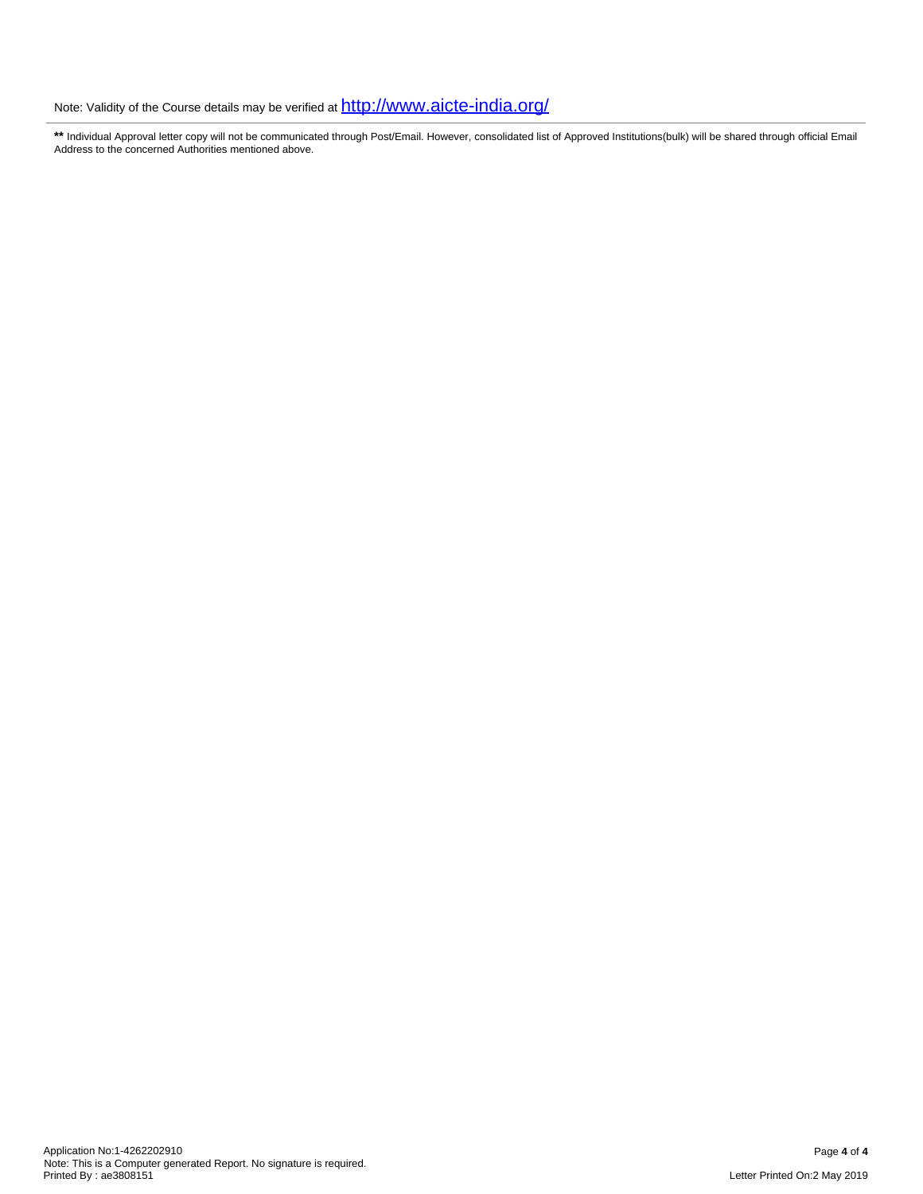Note: Validity of the Course details may be verified at http://www.aicte-india.org/

---

** Individual Approval letter copy will not be communicated through Post/Email. However, consolidated list of Approved Institutions(bulk) will be shared through official Email Address to the concerned Authorities mentioned above.

Application No:1-4262202910
Note: This is a Computer generated Report. No signature is required.
Printed By : ae3808151

Letter Printed On:2 May 2019